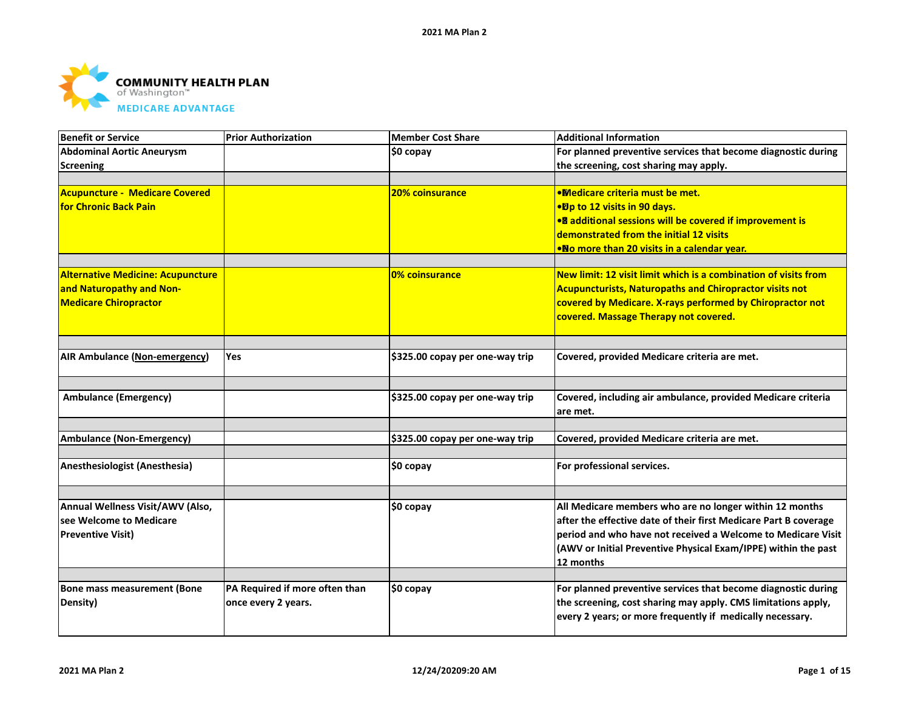COMMUNITY HEALTH PLAN
of Washington™
MEDICARE ADVANTAGE

| Benefit or Service | Prior Authorization | Member Cost Share | Additional Information |
|---|---|---|---|
| Abdominal Aortic Aneurysm Screening | | $0 copay | For planned preventive services that become diagnostic during the screening, cost sharing may apply. |
| | | | |
| Acupuncture - Medicare Covered for Chronic Back Pain | | 20% coinsurance | • Medicare criteria must be met.<br>• Up to 12 visits in 90 days.<br>• 8 additional sessions will be covered if improvement is demonstrated from the initial 12 visits<br>• No more than 20 visits in a calendar year. |
| | | | |
| Alternative Medicine: Acupuncture and Naturopathy and Non-Medicare Chiropractor | | 0% coinsurance | New limit: 12 visit limit which is a combination of visits from Acupuncturists, Naturopaths and Chiropractor visits not covered by Medicare. X-rays performed by Chiropractor not covered. Massage Therapy not covered. |
| | | | |
| AIR Ambulance (Non-emergency) | Yes | $325.00 copay per one-way trip | Covered, provided Medicare criteria are met. |
| | | | |
| Ambulance (Emergency) | | $325.00 copay per one-way trip | Covered, including air ambulance, provided Medicare criteria are met. |
| | | | |
| Ambulance (Non-Emergency) | | $325.00 copay per one-way trip | Covered, provided Medicare criteria are met. |
| | | | |
| Anesthesiologist (Anesthesia) | | $0 copay | For professional services. |
| | | | |
| Annual Wellness Visit/AWV (Also, see Welcome to Medicare Preventive Visit) | | $0 copay | All Medicare members who are no longer within 12 months after the effective date of their first Medicare Part B coverage period and who have not received a Welcome to Medicare Visit (AWV or Initial Preventive Physical Exam/IPPE) within the past 12 months |
| | | | |
| Bone mass measurement (Bone Density) | PA Required if more often than once every 2 years. | $0 copay | For planned preventive services that become diagnostic during the screening, cost sharing may apply. CMS limitations apply, every 2 years; or more frequently if medically necessary. |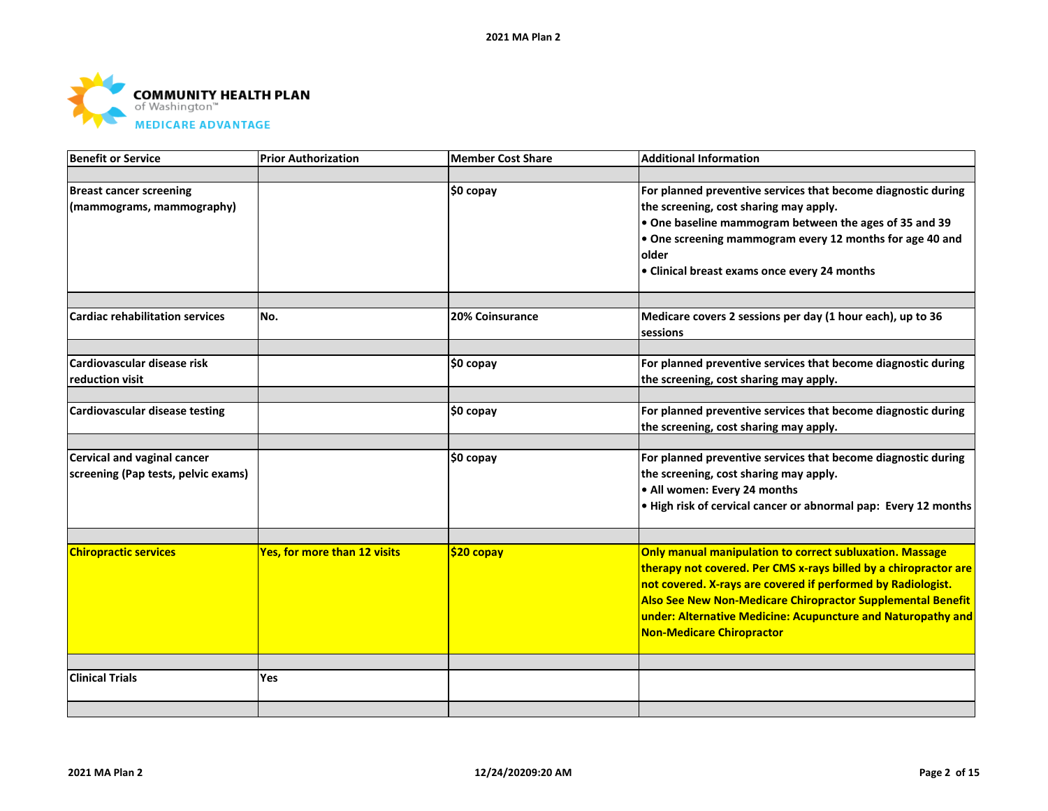COMMUNITY HEALTH PLAN
of Washington™
MEDICARE ADVANTAGE

| Benefit or Service | Prior Authorization | Member Cost Share | Additional Information |
|---|---|---|---|
| Breast cancer screening (mammograms, mammography) | | $0 copay | For planned preventive services that become diagnostic during the screening, cost sharing may apply.<br>• One baseline mammogram between the ages of 35 and 39<br>• One screening mammogram every 12 months for age 40 and older<br>• Clinical breast exams once every 24 months |
| Cardiac rehabilitation services | No. | 20% Coinsurance | Medicare covers 2 sessions per day (1 hour each), up to 36 sessions |
| Cardiovascular disease risk reduction visit | | $0 copay | For planned preventive services that become diagnostic during the screening, cost sharing may apply. |
| Cardiovascular disease testing | | $0 copay | For planned preventive services that become diagnostic during the screening, cost sharing may apply. |
| Cervical and vaginal cancer screening (Pap tests, pelvic exams) | | $0 copay | For planned preventive services that become diagnostic during the screening, cost sharing may apply.<br>• All women: Every 24 months<br>• High risk of cervical cancer or abnormal pap: Every 12 months |
| Chiropractic services | Yes, for more than 12 visits | $20 copay | Only manual manipulation to correct subluxation. Massage therapy not covered. Per CMS x-rays billed by a chiropractor are not covered. X-rays are covered if performed by Radiologist. Also See New Non-Medicare Chiropractor Supplemental Benefit under: Alternative Medicine: Acupuncture and Naturopathy and Non-Medicare Chiropractor |
| Clinical Trials | Yes | | |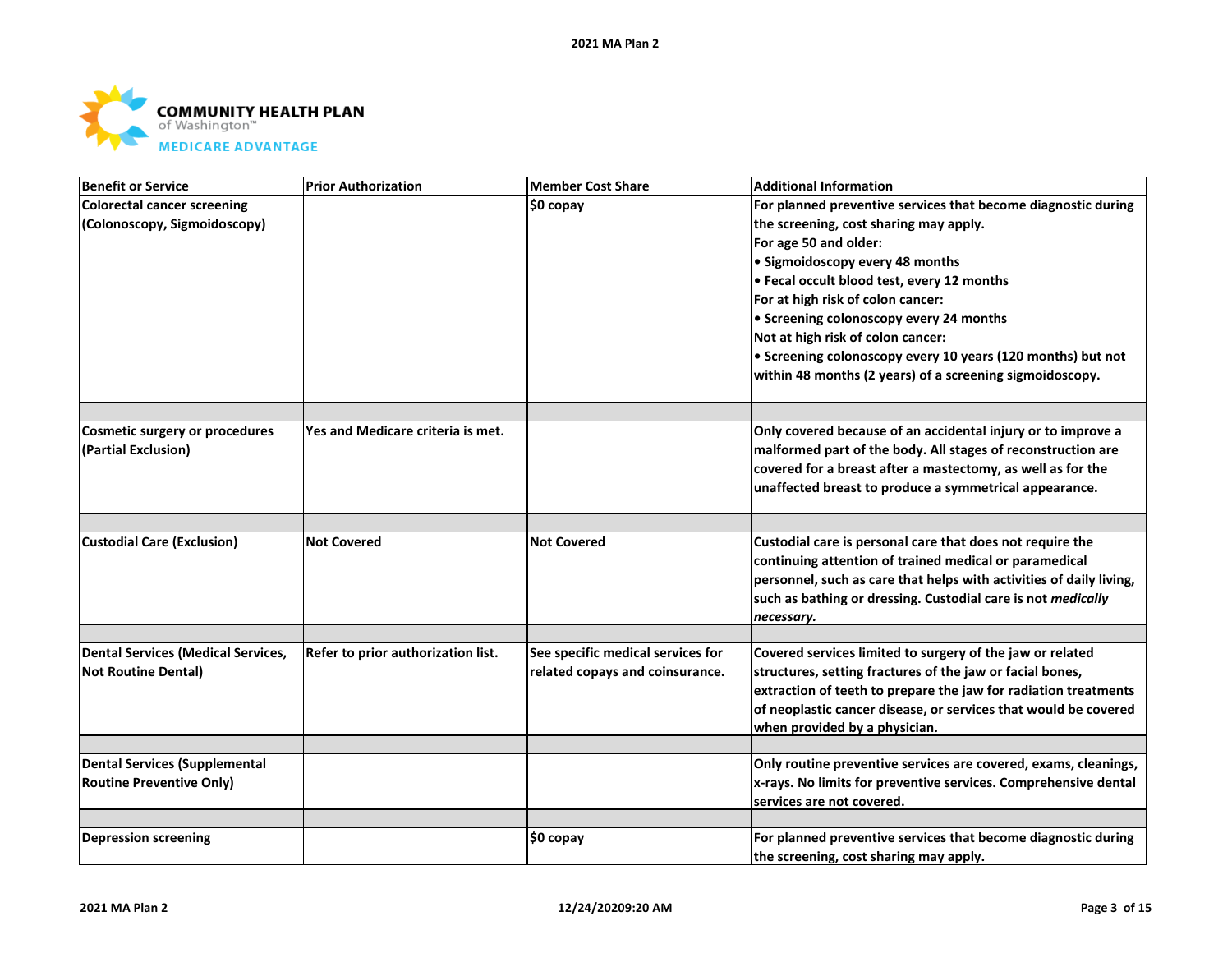| Benefit or Service | Prior Authorization | Member Cost Share | Additional Information |
|---|---|---|---|
| Colorectal cancer screening (Colonoscopy, Sigmoidoscopy) | | $0 copay | For planned preventive services that become diagnostic during the screening, cost sharing may apply.<br>For age 50 and older:<br>• Sigmoidoscopy every 48 months<br>• Fecal occult blood test, every 12 months<br>For at high risk of colon cancer:<br>• Screening colonoscopy every 24 months<br>Not at high risk of colon cancer:<br>• Screening colonoscopy every 10 years (120 months) but not within 48 months (2 years) of a screening sigmoidoscopy. |
| | | | |
| Cosmetic surgery or procedures (Partial Exclusion) | Yes and Medicare criteria is met. | | Only covered because of an accidental injury or to improve a malformed part of the body. All stages of reconstruction are covered for a breast after a mastectomy, as well as for the unaffected breast to produce a symmetrical appearance. |
| | | | |
| Custodial Care (Exclusion) | Not Covered | Not Covered | Custodial care is personal care that does not require the continuing attention of trained medical or paramedical personnel, such as care that helps with activities of daily living, such as bathing or dressing. Custodial care is not *medically necessary.* |
| | | | |
| Dental Services (Medical Services, Not Routine Dental) | Refer to prior authorization list. | See specific medical services for related copays and coinsurance. | Covered services limited to surgery of the jaw or related structures, setting fractures of the jaw or facial bones, extraction of teeth to prepare the jaw for radiation treatments of neoplastic cancer disease, or services that would be covered when provided by a physician. |
| | | | |
| Dental Services (Supplemental Routine Preventive Only) | | | Only routine preventive services are covered, exams, cleanings, x-rays. No limits for preventive services. Comprehensive dental services are not covered. |
| | | | |
| Depression screening | | $0 copay | For planned preventive services that become diagnostic during the screening, cost sharing may apply. |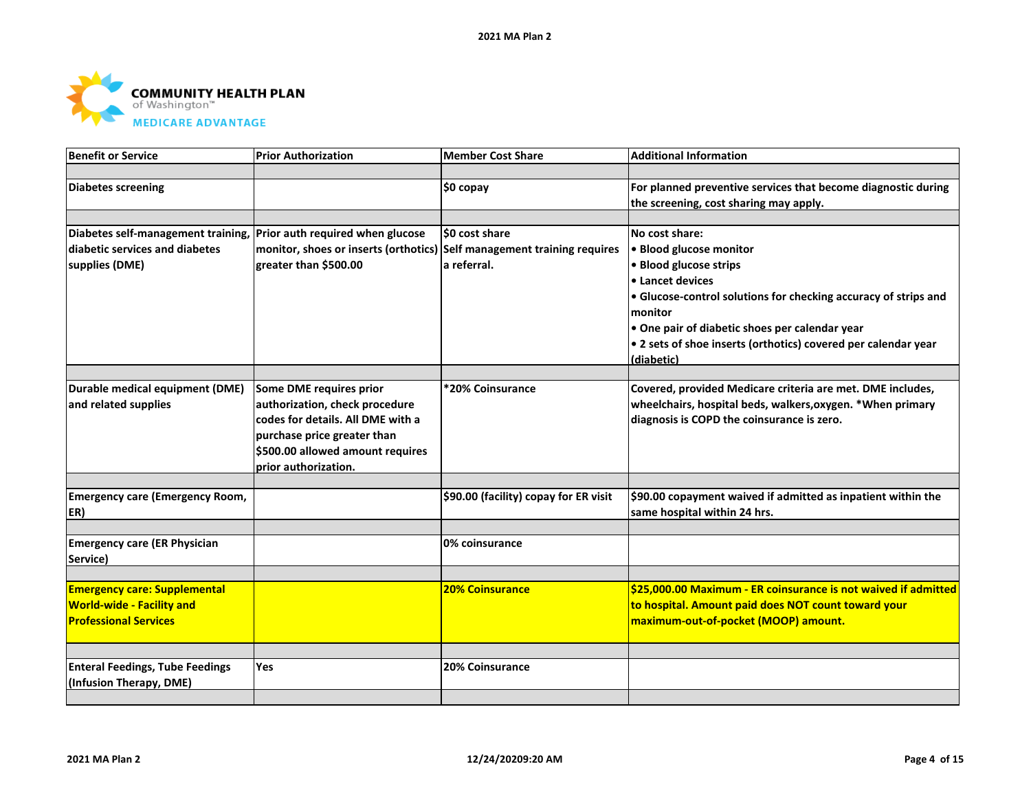COMMUNITY HEALTH PLAN of Washington™ MEDICARE ADVANTAGE

| Benefit or Service | Prior Authorization | Member Cost Share | Additional Information |
|---|---|---|---|
| Diabetes screening | | $0 copay | For planned preventive services that become diagnostic during the screening, cost sharing may apply. |
| Diabetes self-management training, diabetic services and diabetes supplies (DME) | Prior auth required when glucose monitor, shoes or inserts (orthotics) greater than $500.00 | $0 cost share<br>Self management training requires a referral. | No cost share:<br>• Blood glucose monitor<br>• Blood glucose strips<br>• Lancet devices<br>• Glucose-control solutions for checking accuracy of strips and monitor<br>• One pair of diabetic shoes per calendar year<br>• 2 sets of shoe inserts (orthotics) covered per calendar year (diabetic) |
| Durable medical equipment (DME) and related supplies | Some DME requires prior authorization, check procedure codes for details. All DME with a purchase price greater than $500.00 allowed amount requires prior authorization. | *20% Coinsurance | Covered, provided Medicare criteria are met. DME includes, wheelchairs, hospital beds, walkers,oxygen. *When primary diagnosis is COPD the coinsurance is zero. |
| Emergency care (Emergency Room, ER) | | $90.00 (facility) copay for ER visit | $90.00 copayment waived if admitted as inpatient within the same hospital within 24 hrs. |
| Emergency care (ER Physician Service) | | 0% coinsurance | |
| Emergency care: Supplemental World-wide - Facility and Professional Services | | 20% Coinsurance | $25,000.00 Maximum - ER coinsurance is not waived if admitted to hospital. Amount paid does NOT count toward your maximum-out-of-pocket (MOOP) amount. |
| Enteral Feedings, Tube Feedings (Infusion Therapy, DME) | Yes | 20% Coinsurance | |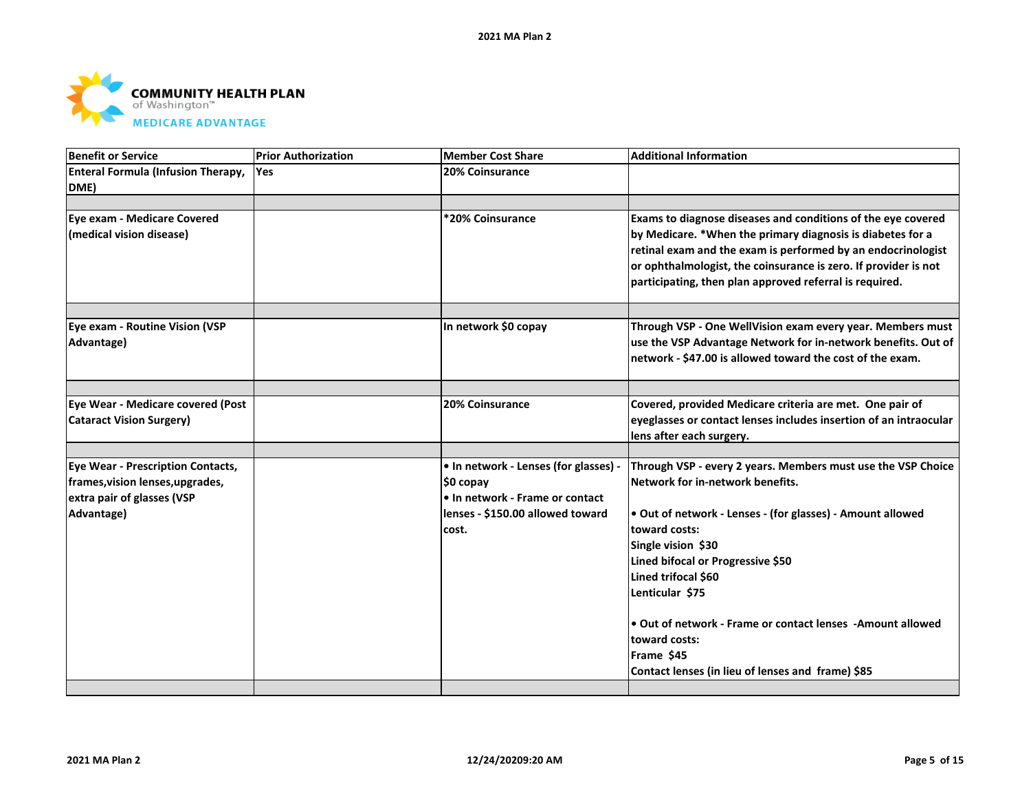**COMMUNITY HEALTH PLAN** of Washington™
**MEDICARE ADVANTAGE**

| Benefit or Service | Prior Authorization | Member Cost Share | Additional Information |
|---|---|---|---|
| Enteral Formula (Infusion Therapy, DME) | Yes | 20% Coinsurance | |
| | | | |
| Eye exam - Medicare Covered (medical vision disease) | | *20% Coinsurance | Exams to diagnose diseases and conditions of the eye covered by Medicare. *When the primary diagnosis is diabetes for a retinal exam and the exam is performed by an endocrinologist or ophthalmologist, the coinsurance is zero. If provider is not participating, then plan approved referral is required. |
| | | | |
| Eye exam - Routine Vision (VSP Advantage) | | In network $0 copay | Through VSP - One WellVision exam every year. Members must use the VSP Advantage Network for in-network benefits. Out of network - $47.00 is allowed toward the cost of the exam. |
| | | | |
| Eye Wear - Medicare covered (Post Cataract Vision Surgery) | | 20% Coinsurance | Covered, provided Medicare criteria are met. One pair of eyeglasses or contact lenses includes insertion of an intraocular lens after each surgery. |
| | | | |
| Eye Wear - Prescription Contacts, frames,vision lenses,upgrades, extra pair of glasses (VSP Advantage) | | • In network - Lenses (for glasses) - $0 copay<br>• In network - Frame or contact lenses - $150.00 allowed toward cost. | Through VSP - every 2 years. Members must use the VSP Choice Network for in-network benefits.<br><br>• Out of network - Lenses - (for glasses) - Amount allowed toward costs:<br>Single vision $30<br>Lined bifocal or Progressive $50<br>Lined trifocal $60<br>Lenticular $75<br><br>• Out of network - Frame or contact lenses -Amount allowed toward costs:<br>Frame $45<br>Contact lenses (in lieu of lenses and frame) $85 |
| | | | |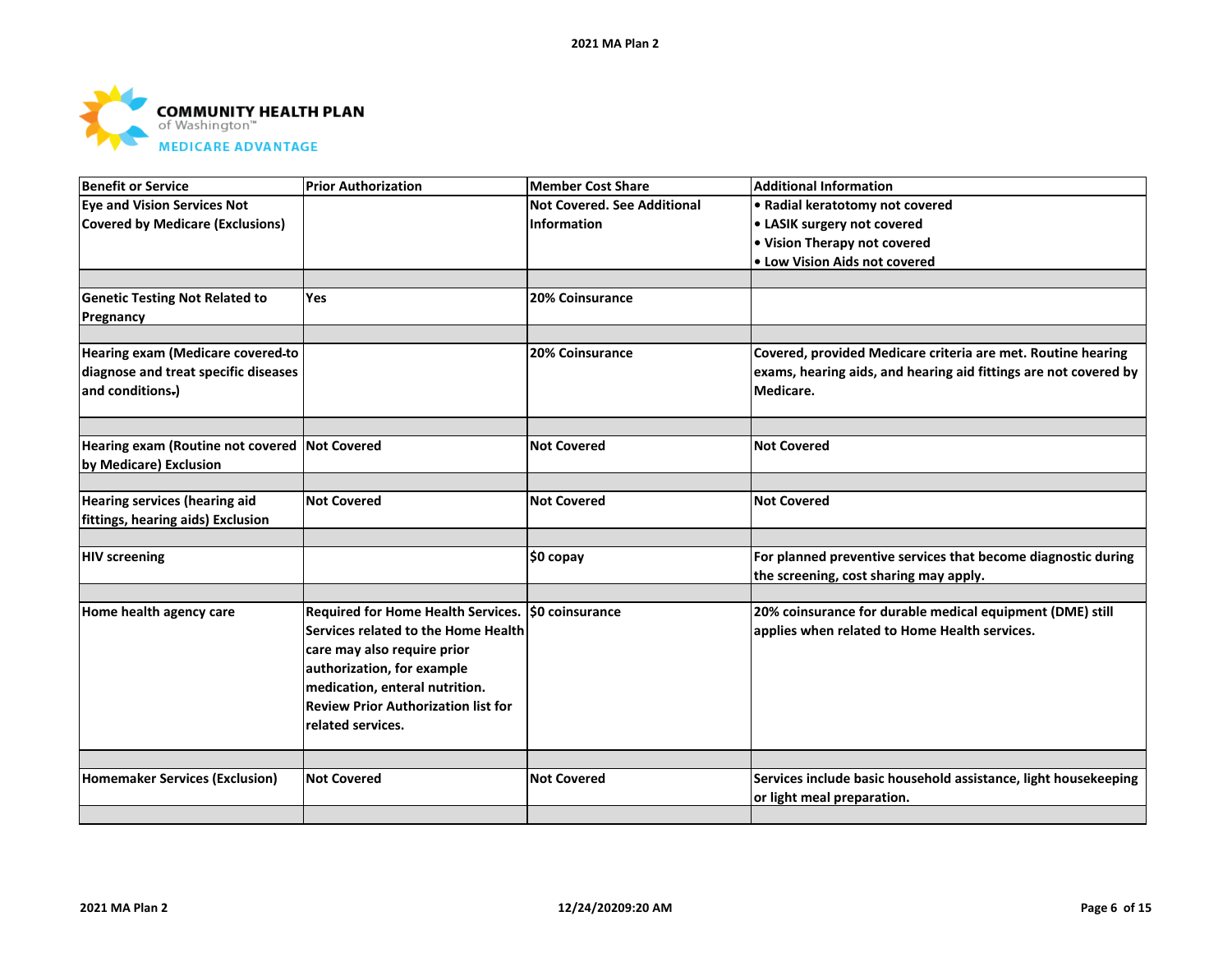| Benefit or Service | Prior Authorization | Member Cost Share | Additional Information |
|---|---|---|---|
| Eye and Vision Services Not Covered by Medicare (Exclusions) | | Not Covered. See Additional Information | • Radial keratotomy not covered<br>• LASIK surgery not covered<br>• Vision Therapy not covered<br>• Low Vision Aids not covered |
| | | | |
| Genetic Testing Not Related to Pregnancy | Yes | 20% Coinsurance | |
| | | | |
| Hearing exam (Medicare covered-to diagnose and treat specific diseases and conditions.) | | 20% Coinsurance | Covered, provided Medicare criteria are met. Routine hearing exams, hearing aids, and hearing aid fittings are not covered by Medicare. |
| | | | |
| Hearing exam (Routine not covered by Medicare) Exclusion | Not Covered | Not Covered | Not Covered |
| | | | |
| Hearing services (hearing aid fittings, hearing aids) Exclusion | Not Covered | Not Covered | Not Covered |
| | | | |
| HIV screening | | $0 copay | For planned preventive services that become diagnostic during the screening, cost sharing may apply. |
| | | | |
| Home health agency care | Required for Home Health Services. Services related to the Home Health care may also require prior authorization, for example medication, enteral nutrition. Review Prior Authorization list for related services. | $0 coinsurance | 20% coinsurance for durable medical equipment (DME) still applies when related to Home Health services. |
| | | | |
| Homemaker Services (Exclusion) | Not Covered | Not Covered | Services include basic household assistance, light housekeeping or light meal preparation. |
| | | | |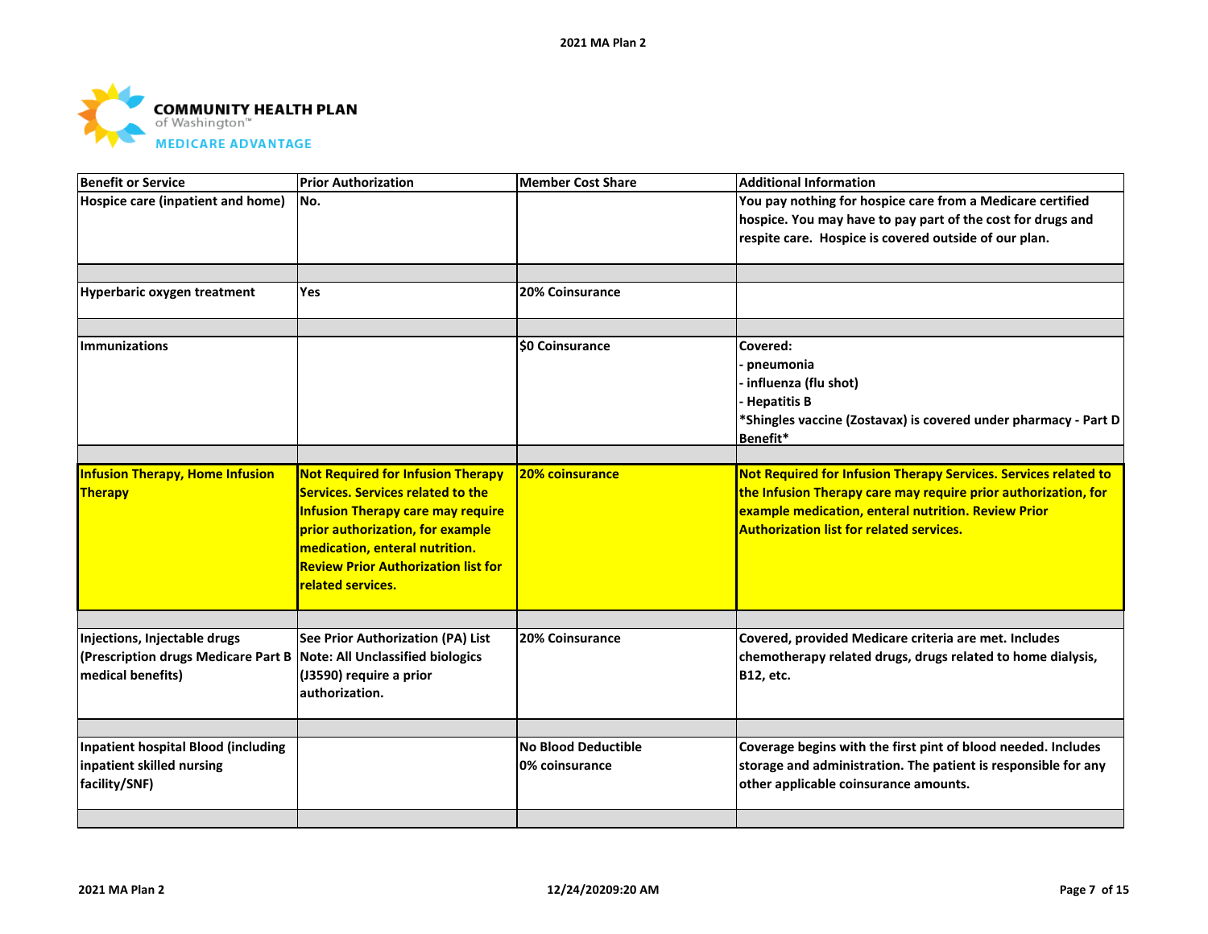COMMUNITY HEALTH PLAN of Washington™ MEDICARE ADVANTAGE

| Benefit or Service | Prior Authorization | Member Cost Share | Additional Information |
|---|---|---|---|
| Hospice care (inpatient and home) | No. | | You pay nothing for hospice care from a Medicare certified hospice. You may have to pay part of the cost for drugs and respite care. Hospice is covered outside of our plan. |
| | | | |
| Hyperbaric oxygen treatment | Yes | 20% Coinsurance | |
| | | | |
| Immunizations | | $0 Coinsurance | Covered:<br>- pneumonia<br>- influenza (flu shot)<br>- Hepatitis B<br>*Shingles vaccine (Zostavax) is covered under pharmacy - Part D Benefit* |
| | | | |
| Infusion Therapy, Home Infusion Therapy | Not Required for Infusion Therapy Services. Services related to the Infusion Therapy care may require prior authorization, for example medication, enteral nutrition. Review Prior Authorization list for related services. | 20% coinsurance | Not Required for Infusion Therapy Services. Services related to the Infusion Therapy care may require prior authorization, for example medication, enteral nutrition. Review Prior Authorization list for related services. |
| | | | |
| Injections, Injectable drugs (Prescription drugs Medicare Part B medical benefits) | See Prior Authorization (PA) List<br>Note: All Unclassified biologics (J3590) require a prior authorization. | 20% Coinsurance | Covered, provided Medicare criteria are met. Includes chemotherapy related drugs, drugs related to home dialysis, B12, etc. |
| | | | |
| Inpatient hospital Blood (including inpatient skilled nursing facility/SNF) | | No Blood Deductible<br>0% coinsurance | Coverage begins with the first pint of blood needed. Includes storage and administration. The patient is responsible for any other applicable coinsurance amounts. |
| | | | |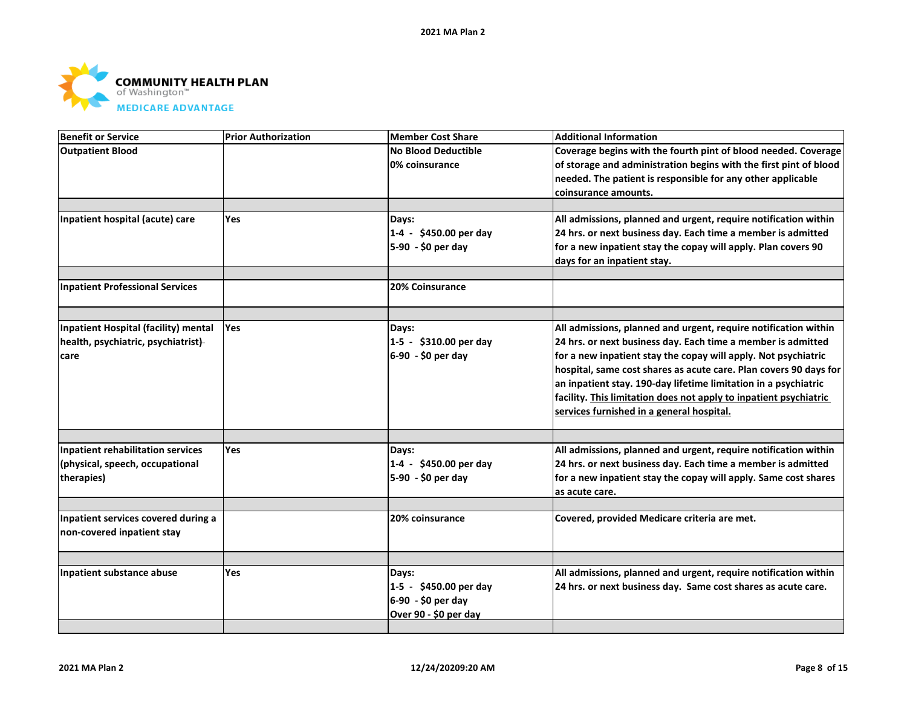**COMMUNITY HEALTH PLAN**
of Washington™
**MEDICARE ADVANTAGE**

| Benefit or Service | Prior Authorization | Member Cost Share | Additional Information |
|---|---|---|---|
| **Outpatient Blood** | | **No Blood Deductible**<br>**0% coinsurance** | **Coverage begins with the fourth pint of blood needed. Coverage of storage and administration begins with the first pint of blood needed. The patient is responsible for any other applicable coinsurance amounts.** |
| | | | |
| **Inpatient hospital (acute) care** | **Yes** | **Days:**<br>**1-4 - $450.00 per day**<br>**5-90 - $0 per day** | **All admissions, planned and urgent, require notification within 24 hrs. or next business day. Each time a member is admitted for a new inpatient stay the copay will apply. Plan covers 90 days for an inpatient stay.** |
| | | | |
| **Inpatient Professional Services** | | **20% Coinsurance** | |
| | | | |
| **Inpatient Hospital (facility) mental health, psychiatric, psychiatrist) care** | **Yes** | **Days:**<br>**1-5 - $310.00 per day**<br>**6-90 - $0 per day** | **All admissions, planned and urgent, require notification within 24 hrs. or next business day. Each time a member is admitted for a new inpatient stay the copay will apply. Not psychiatric hospital, same cost shares as acute care. Plan covers 90 days for an inpatient stay. 190-day lifetime limitation in a psychiatric facility. <u>This limitation does not apply to inpatient psychiatric services furnished in a general hospital.</u>** |
| | | | |
| **Inpatient rehabilitation services (physical, speech, occupational therapies)** | **Yes** | **Days:**<br>**1-4 - $450.00 per day**<br>**5-90 - $0 per day** | **All admissions, planned and urgent, require notification within 24 hrs. or next business day. Each time a member is admitted for a new inpatient stay the copay will apply. Same cost shares as acute care.** |
| | | | |
| **Inpatient services covered during a non-covered inpatient stay** | | **20% coinsurance** | **Covered, provided Medicare criteria are met.** |
| | | | |
| **Inpatient substance abuse** | **Yes** | **Days:**<br>**1-5 - $450.00 per day**<br>**6-90 - $0 per day**<br>**Over 90 - $0 per day** | **All admissions, planned and urgent, require notification within 24 hrs. or next business day. Same cost shares as acute care.** |
| | | | |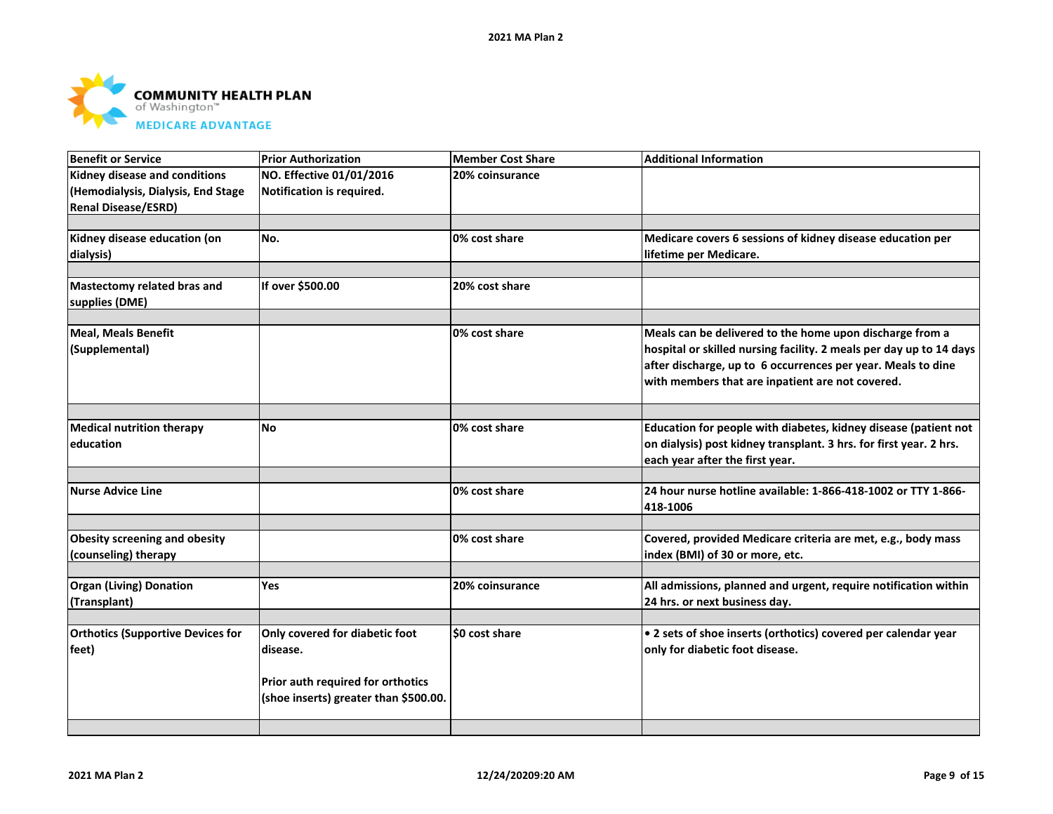**COMMUNITY HEALTH PLAN** of Washington™
**MEDICARE ADVANTAGE**

| Benefit or Service | Prior Authorization | Member Cost Share | Additional Information |
|---|---|---|---|
| Kidney disease and conditions (Hemodialysis, Dialysis, End Stage Renal Disease/ESRD) | NO. Effective 01/01/2016 Notification is required. | 20% coinsurance | |
| Kidney disease education (on dialysis) | No. | 0% cost share | Medicare covers 6 sessions of kidney disease education per lifetime per Medicare. |
| Mastectomy related bras and supplies (DME) | If over $500.00 | 20% cost share | |
| Meal, Meals Benefit (Supplemental) | | 0% cost share | Meals can be delivered to the home upon discharge from a hospital or skilled nursing facility. 2 meals per day up to 14 days after discharge, up to 6 occurrences per year. Meals to dine with members that are inpatient are not covered. |
| Medical nutrition therapy education | No | 0% cost share | Education for people with diabetes, kidney disease (patient not on dialysis) post kidney transplant. 3 hrs. for first year. 2 hrs. each year after the first year. |
| Nurse Advice Line | | 0% cost share | 24 hour nurse hotline available: 1-866-418-1002 or TTY 1-866-418-1006 |
| Obesity screening and obesity (counseling) therapy | | 0% cost share | Covered, provided Medicare criteria are met, e.g., body mass index (BMI) of 30 or more, etc. |
| Organ (Living) Donation (Transplant) | Yes | 20% coinsurance | All admissions, planned and urgent, require notification within 24 hrs. or next business day. |
| Orthotics (Supportive Devices for feet) | Only covered for diabetic foot disease.<br><br>Prior auth required for orthotics (shoe inserts) greater than $500.00. | $0 cost share | • 2 sets of shoe inserts (orthotics) covered per calendar year only for diabetic foot disease. |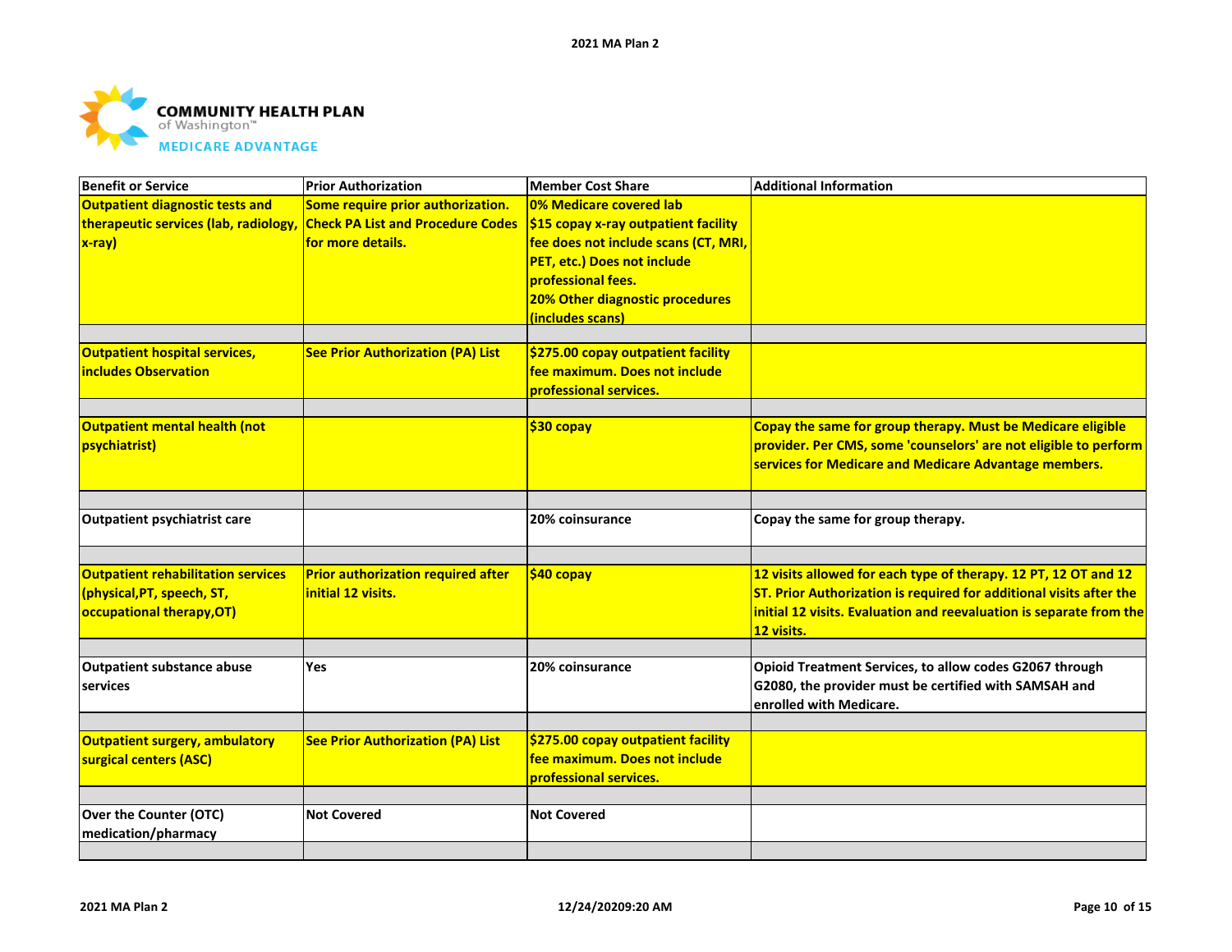COMMUNITY HEALTH PLAN of Washington™ MEDICARE ADVANTAGE

| Benefit or Service | Prior Authorization | Member Cost Share | Additional Information |
|---|---|---|---|
| **Outpatient diagnostic tests and therapeutic services (lab, radiology, x-ray)** | **Some require prior authorization. Check PA List and Procedure Codes for more details.** | **0% Medicare covered lab<br>$15 copay x-ray outpatient facility fee does not include scans (CT, MRI, PET, etc.) Does not include professional fees.<br>20% Other diagnostic procedures (includes scans)** | |
| | | | |
| **Outpatient hospital services, includes Observation** | **See Prior Authorization (PA) List** | **$275.00 copay outpatient facility fee maximum. Does not include professional services.** | |
| | | | |
| **Outpatient mental health (not psychiatrist)** | | **$30 copay** | **Copay the same for group therapy. Must be Medicare eligible provider. Per CMS, some 'counselors' are not eligible to perform services for Medicare and Medicare Advantage members.** |
| | | | |
| **Outpatient psychiatrist care** | | **20% coinsurance** | **Copay the same for group therapy.** |
| | | | |
| **Outpatient rehabilitation services (physical,PT, speech, ST, occupational therapy,OT)** | **Prior authorization required after initial 12 visits.** | **$40 copay** | **12 visits allowed for each type of therapy. 12 PT, 12 OT and 12 ST. Prior Authorization is required for additional visits after the initial 12 visits. Evaluation and reevaluation is separate from the 12 visits.** |
| | | | |
| **Outpatient substance abuse services** | **Yes** | **20% coinsurance** | **Opioid Treatment Services, to allow codes G2067 through G2080, the provider must be certified with SAMSAH and enrolled with Medicare.** |
| | | | |
| **Outpatient surgery, ambulatory surgical centers (ASC)** | **See Prior Authorization (PA) List** | **$275.00 copay outpatient facility fee maximum. Does not include professional services.** | |
| | | | |
| **Over the Counter (OTC) medication/pharmacy** | **Not Covered** | **Not Covered** | |
| | | | |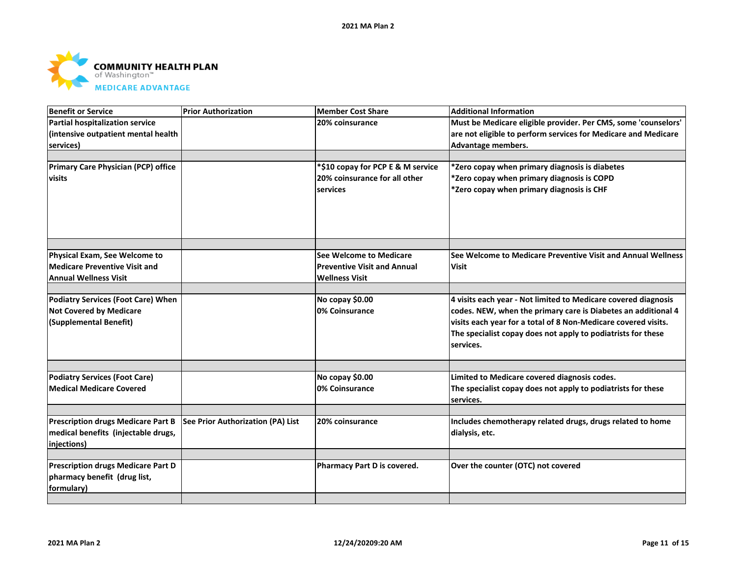| Benefit or Service | Prior Authorization | Member Cost Share | Additional Information |
|---|---|---|---|
| Partial hospitalization service (intensive outpatient mental health services) | | 20% coinsurance | Must be Medicare eligible provider. Per CMS, some 'counselors' are not eligible to perform services for Medicare and Medicare Advantage members. |
| | | | |
| Primary Care Physician (PCP) office visits | | *$10 copay for PCP E & M service<br>20% coinsurance for all other services | *Zero copay when primary diagnosis is diabetes<br>*Zero copay when primary diagnosis is COPD<br>*Zero copay when primary diagnosis is CHF |
| | | | |
| Physical Exam, See Welcome to Medicare Preventive Visit and Annual Wellness Visit | | See Welcome to Medicare Preventive Visit and Annual Wellness Visit | See Welcome to Medicare Preventive Visit and Annual Wellness Visit |
| | | | |
| Podiatry Services (Foot Care) When Not Covered by Medicare (Supplemental Benefit) | | No copay $0.00<br>0% Coinsurance | 4 visits each year - Not limited to Medicare covered diagnosis codes. NEW, when the primary care is Diabetes an additional 4 visits each year for a total of 8 Non-Medicare covered visits. The specialist copay does not apply to podiatrists for these services. |
| | | | |
| Podiatry Services (Foot Care) Medical Medicare Covered | | No copay $0.00<br>0% Coinsurance | Limited to Medicare covered diagnosis codes.<br>The specialist copay does not apply to podiatrists for these services. |
| | | | |
| Prescription drugs Medicare Part B medical benefits (injectable drugs, injections) | See Prior Authorization (PA) List | 20% coinsurance | Includes chemotherapy related drugs, drugs related to home dialysis, etc. |
| | | | |
| Prescription drugs Medicare Part D pharmacy benefit (drug list, formulary) | | Pharmacy Part D is covered. | Over the counter (OTC) not covered |
| | | | |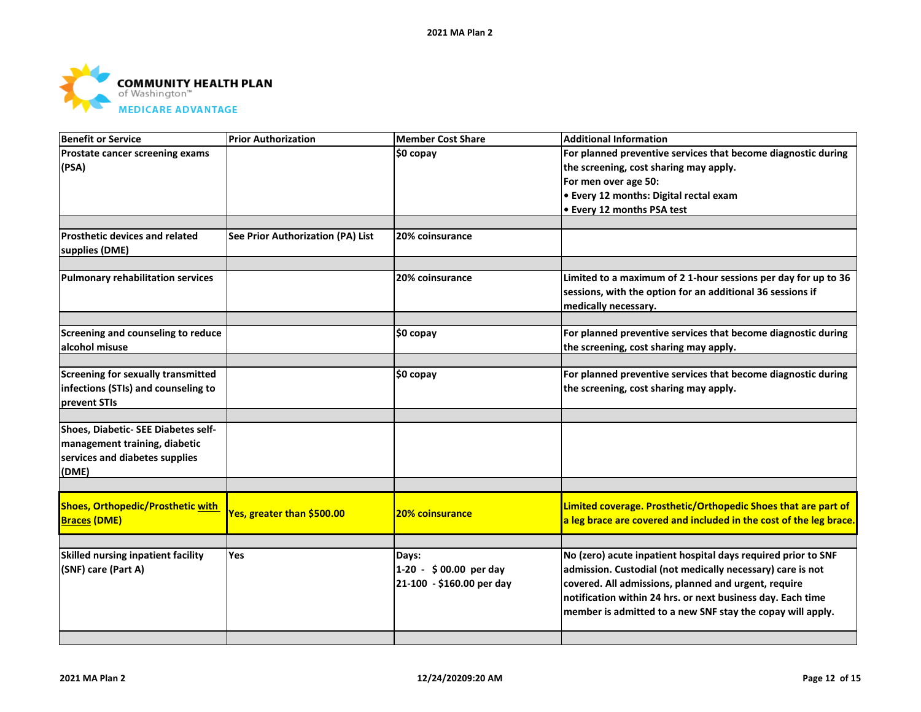| Benefit or Service | Prior Authorization | Member Cost Share | Additional Information |
|---|---|---|---|
| Prostate cancer screening exams (PSA) | | $0 copay | For planned preventive services that become diagnostic during the screening, cost sharing may apply.<br>For men over age 50:<br>• Every 12 months: Digital rectal exam<br>• Every 12 months PSA test |
| | | | |
| Prosthetic devices and related supplies (DME) | See Prior Authorization (PA) List | 20% coinsurance | |
| | | | |
| Pulmonary rehabilitation services | | 20% coinsurance | Limited to a maximum of 2 1-hour sessions per day for up to 36 sessions, with the option for an additional 36 sessions if medically necessary. |
| | | | |
| Screening and counseling to reduce alcohol misuse | | $0 copay | For planned preventive services that become diagnostic during the screening, cost sharing may apply. |
| | | | |
| Screening for sexually transmitted infections (STIs) and counseling to prevent STIs | | $0 copay | For planned preventive services that become diagnostic during the screening, cost sharing may apply. |
| | | | |
| Shoes, Diabetic- SEE Diabetes self-management training, diabetic services and diabetes supplies (DME) | | | |
| | | | |
| Shoes, Orthopedic/Prosthetic with Braces (DME) | Yes, greater than $500.00 | 20% coinsurance | Limited coverage. Prosthetic/Orthopedic Shoes that are part of a leg brace are covered and included in the cost of the leg brace. |
| | | | |
| Skilled nursing inpatient facility (SNF) care (Part A) | Yes | Days:<br>1-20 - $ 00.00 per day<br>21-100 - $160.00 per day | No (zero) acute inpatient hospital days required prior to SNF admission. Custodial (not medically necessary) care is not covered. All admissions, planned and urgent, require notification within 24 hrs. or next business day. Each time member is admitted to a new SNF stay the copay will apply. |
| | | | |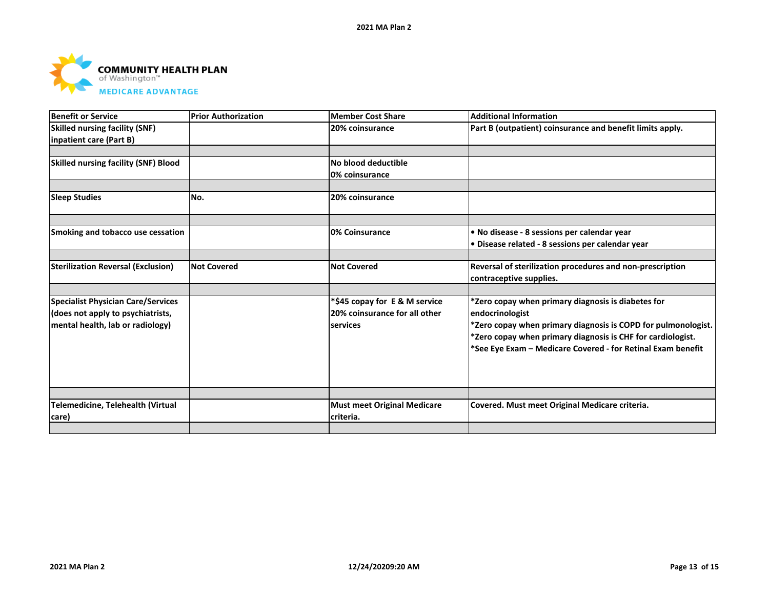| Benefit or Service | Prior Authorization | Member Cost Share | Additional Information |
|---|---|---|---|
| Skilled nursing facility (SNF) inpatient care (Part B) | | 20% coinsurance | Part B (outpatient) coinsurance and benefit limits apply. |
| | | | |
| Skilled nursing facility (SNF) Blood | | No blood deductible<br>0% coinsurance | |
| | | | |
| Sleep Studies | No. | 20% coinsurance | |
| | | | |
| Smoking and tobacco use cessation | | 0% Coinsurance | • No disease - 8 sessions per calendar year<br>• Disease related - 8 sessions per calendar year |
| | | | |
| Sterilization Reversal (Exclusion) | Not Covered | Not Covered | Reversal of sterilization procedures and non-prescription contraceptive supplies. |
| | | | |
| Specialist Physician Care/Services (does not apply to psychiatrists, mental health, lab or radiology) | | *$45 copay for E & M service<br>20% coinsurance for all other services | *Zero copay when primary diagnosis is diabetes for endocrinologist<br>*Zero copay when primary diagnosis is COPD for pulmonologist.<br>*Zero copay when primary diagnosis is CHF for cardiologist.<br>*See Eye Exam – Medicare Covered - for Retinal Exam benefit |
| | | | |
| Telemedicine, Telehealth (Virtual care) | | Must meet Original Medicare criteria. | Covered. Must meet Original Medicare criteria. |
| | | | |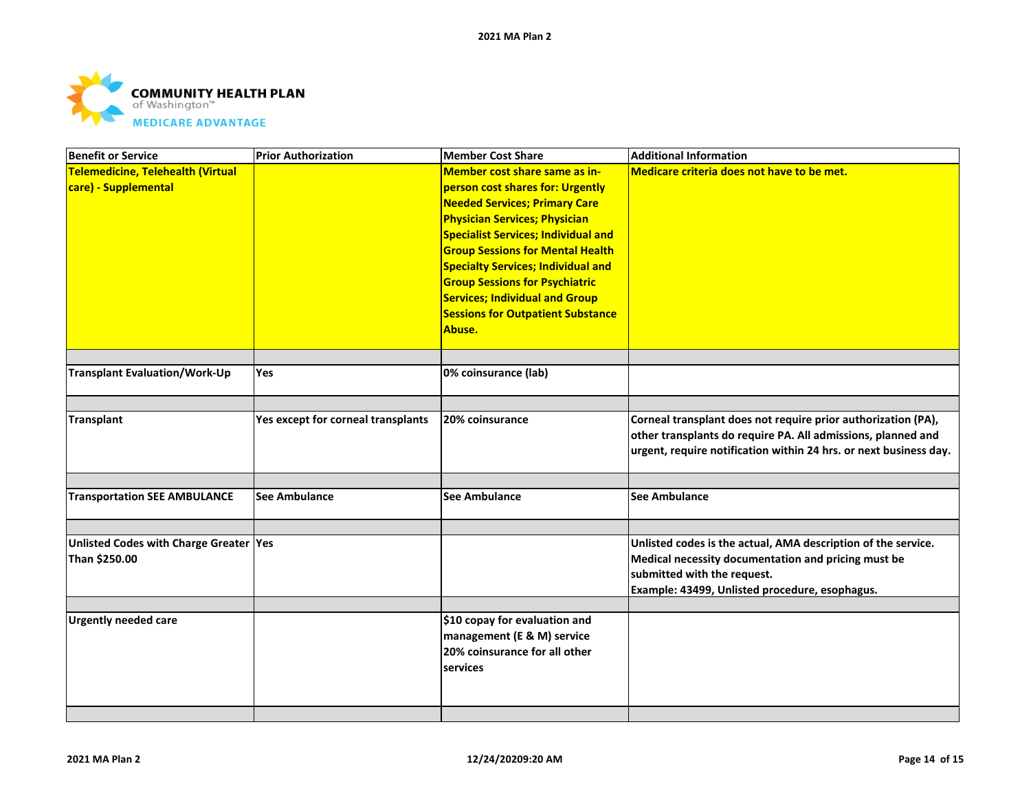| Benefit or Service | Prior Authorization | Member Cost Share | Additional Information |
|---|---|---|---|
| Telemedicine, Telehealth (Virtual care) - Supplemental | | Member cost share same as in-person cost shares for: Urgently Needed Services; Primary Care Physician Services; Physician Specialist Services; Individual and Group Sessions for Mental Health Specialty Services; Individual and Group Sessions for Psychiatric Services; Individual and Group Sessions for Outpatient Substance Abuse. | Medicare criteria does not have to be met. |
| | | | |
| Transplant Evaluation/Work-Up | Yes | 0% coinsurance (lab) | |
| | | | |
| Transplant | Yes except for corneal transplants | 20% coinsurance | Corneal transplant does not require prior authorization (PA), other transplants do require PA. All admissions, planned and urgent, require notification within 24 hrs. or next business day. |
| | | | |
| Transportation SEE AMBULANCE | See Ambulance | See Ambulance | See Ambulance |
| | | | |
| Unlisted Codes with Charge Greater Than $250.00 | Yes | | Unlisted codes is the actual, AMA description of the service. Medical necessity documentation and pricing must be submitted with the request.<br>Example: 43499, Unlisted procedure, esophagus. |
| | | | |
| Urgently needed care | | $10 copay for evaluation and management (E & M) service<br>20% coinsurance for all other services | |
| | | | |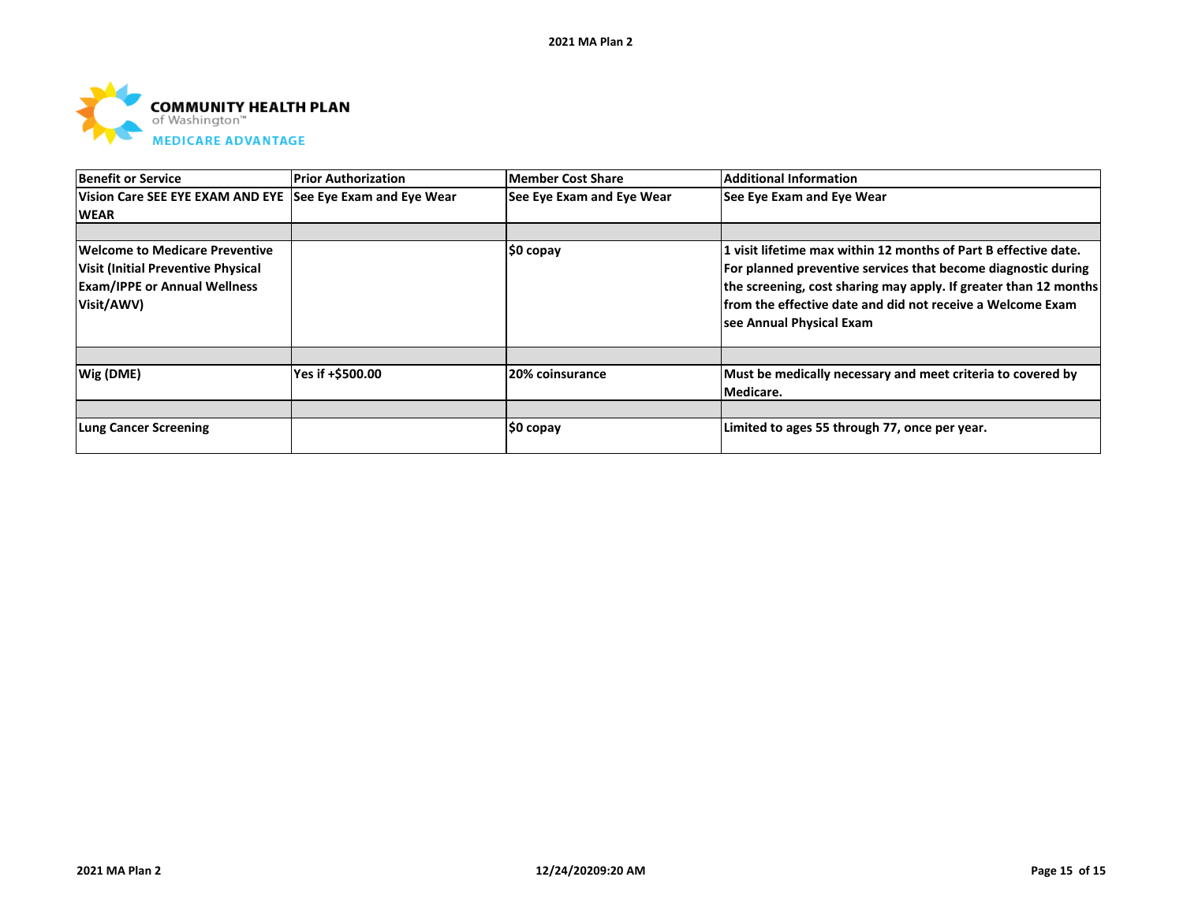COMMUNITY HEALTH PLAN of Washington™ MEDICARE ADVANTAGE

| Benefit or Service | Prior Authorization | Member Cost Share | Additional Information |
|---|---|---|---|
| Vision Care SEE EYE EXAM AND EYE WEAR | See Eye Exam and Eye Wear | See Eye Exam and Eye Wear | See Eye Exam and Eye Wear |
| | | | |
| Welcome to Medicare Preventive Visit (Initial Preventive Physical Exam/IPPE or Annual Wellness Visit/AWV) | | $0 copay | 1 visit lifetime max within 12 months of Part B effective date. For planned preventive services that become diagnostic during the screening, cost sharing may apply. If greater than 12 months from the effective date and did not receive a Welcome Exam see Annual Physical Exam |
| | | | |
| Wig (DME) | Yes if +$500.00 | 20% coinsurance | Must be medically necessary and meet criteria to covered by Medicare. |
| | | | |
| Lung Cancer Screening | | $0 copay | Limited to ages 55 through 77, once per year. |